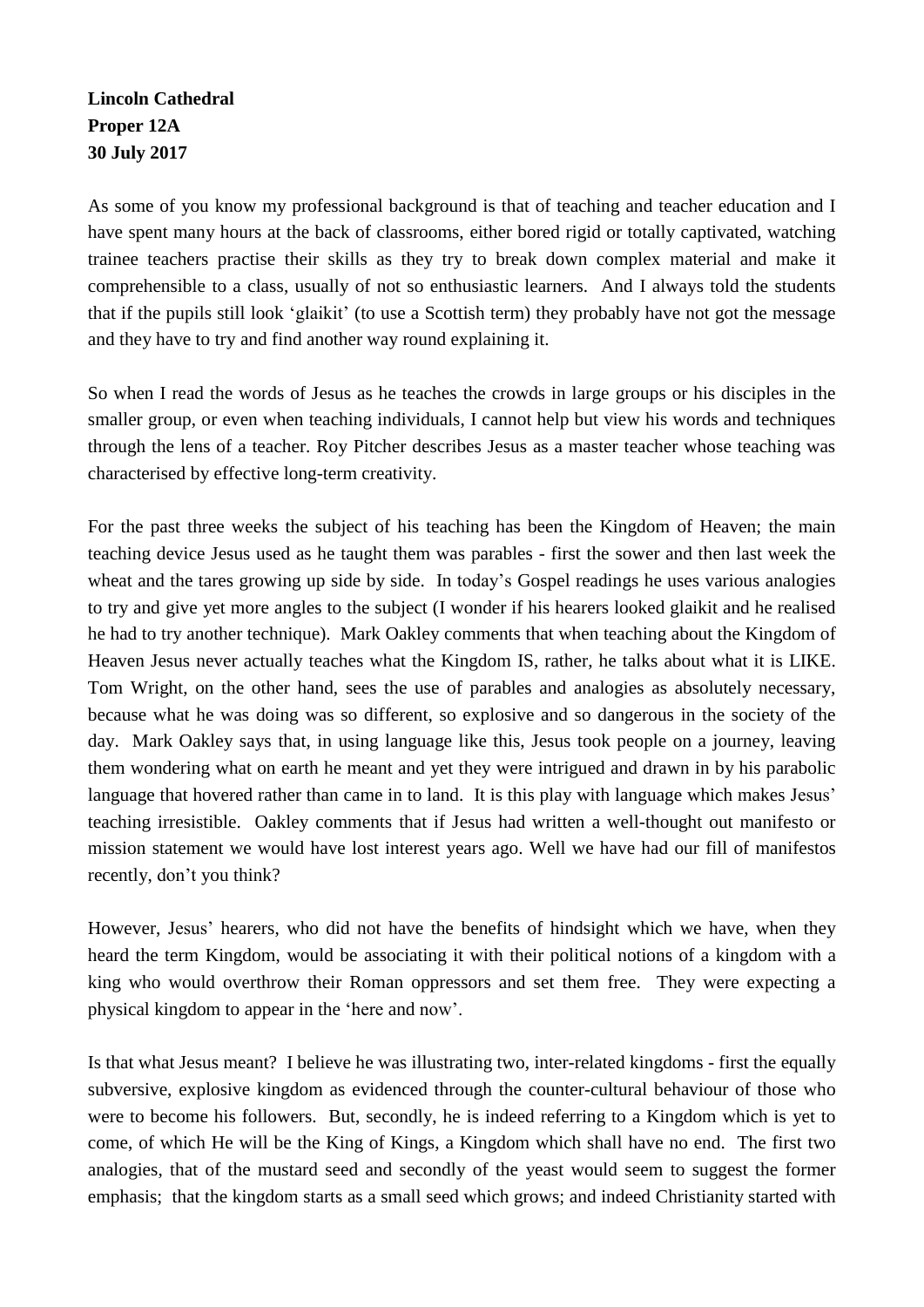**Lincoln Cathedral**
**Proper 12A**
**30 July 2017**

As some of you know my professional background is that of teaching and teacher education and I have spent many hours at the back of classrooms, either bored rigid or totally captivated, watching trainee teachers practise their skills as they try to break down complex material and make it comprehensible to a class, usually of not so enthusiastic learners. And I always told the students that if the pupils still look 'glaikit' (to use a Scottish term) they probably have not got the message and they have to try and find another way round explaining it.

So when I read the words of Jesus as he teaches the crowds in large groups or his disciples in the smaller group, or even when teaching individuals, I cannot help but view his words and techniques through the lens of a teacher. Roy Pitcher describes Jesus as a master teacher whose teaching was characterised by effective long-term creativity.

For the past three weeks the subject of his teaching has been the Kingdom of Heaven; the main teaching device Jesus used as he taught them was parables - first the sower and then last week the wheat and the tares growing up side by side. In today's Gospel readings he uses various analogies to try and give yet more angles to the subject (I wonder if his hearers looked glaikit and he realised he had to try another technique). Mark Oakley comments that when teaching about the Kingdom of Heaven Jesus never actually teaches what the Kingdom IS, rather, he talks about what it is LIKE. Tom Wright, on the other hand, sees the use of parables and analogies as absolutely necessary, because what he was doing was so different, so explosive and so dangerous in the society of the day. Mark Oakley says that, in using language like this, Jesus took people on a journey, leaving them wondering what on earth he meant and yet they were intrigued and drawn in by his parabolic language that hovered rather than came in to land. It is this play with language which makes Jesus' teaching irresistible. Oakley comments that if Jesus had written a well-thought out manifesto or mission statement we would have lost interest years ago. Well we have had our fill of manifestos recently, don't you think?

However, Jesus' hearers, who did not have the benefits of hindsight which we have, when they heard the term Kingdom, would be associating it with their political notions of a kingdom with a king who would overthrow their Roman oppressors and set them free. They were expecting a physical kingdom to appear in the 'here and now'.

Is that what Jesus meant? I believe he was illustrating two, inter-related kingdoms - first the equally subversive, explosive kingdom as evidenced through the counter-cultural behaviour of those who were to become his followers. But, secondly, he is indeed referring to a Kingdom which is yet to come, of which He will be the King of Kings, a Kingdom which shall have no end. The first two analogies, that of the mustard seed and secondly of the yeast would seem to suggest the former emphasis; that the kingdom starts as a small seed which grows; and indeed Christianity started with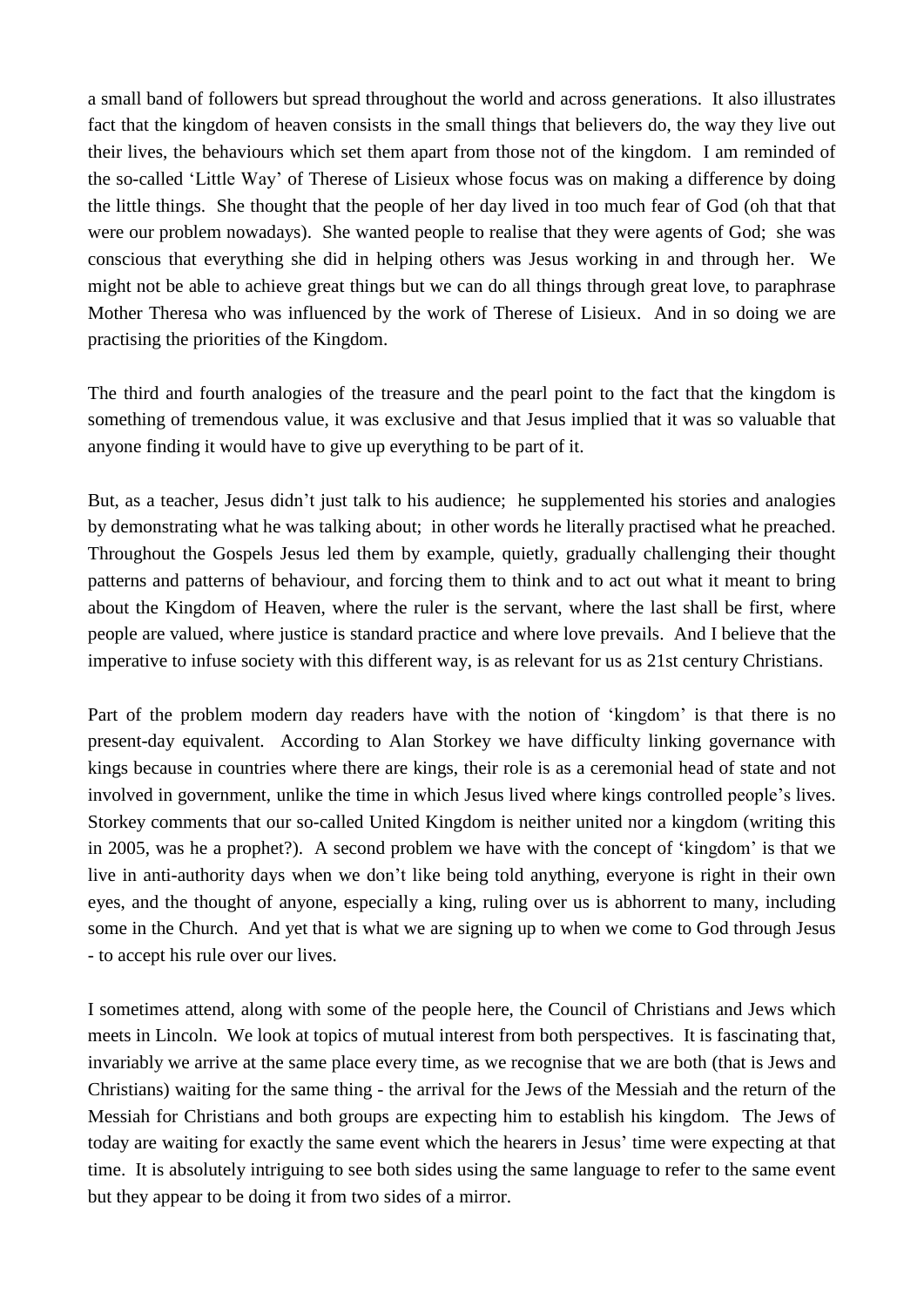a small band of followers but spread throughout the world and across generations. It also illustrates fact that the kingdom of heaven consists in the small things that believers do, the way they live out their lives, the behaviours which set them apart from those not of the kingdom. I am reminded of the so-called 'Little Way' of Therese of Lisieux whose focus was on making a difference by doing the little things. She thought that the people of her day lived in too much fear of God (oh that that were our problem nowadays). She wanted people to realise that they were agents of God; she was conscious that everything she did in helping others was Jesus working in and through her. We might not be able to achieve great things but we can do all things through great love, to paraphrase Mother Theresa who was influenced by the work of Therese of Lisieux. And in so doing we are practising the priorities of the Kingdom.

The third and fourth analogies of the treasure and the pearl point to the fact that the kingdom is something of tremendous value, it was exclusive and that Jesus implied that it was so valuable that anyone finding it would have to give up everything to be part of it.

But, as a teacher, Jesus didn't just talk to his audience; he supplemented his stories and analogies by demonstrating what he was talking about; in other words he literally practised what he preached. Throughout the Gospels Jesus led them by example, quietly, gradually challenging their thought patterns and patterns of behaviour, and forcing them to think and to act out what it meant to bring about the Kingdom of Heaven, where the ruler is the servant, where the last shall be first, where people are valued, where justice is standard practice and where love prevails. And I believe that the imperative to infuse society with this different way, is as relevant for us as 21st century Christians.

Part of the problem modern day readers have with the notion of 'kingdom' is that there is no present-day equivalent. According to Alan Storkey we have difficulty linking governance with kings because in countries where there are kings, their role is as a ceremonial head of state and not involved in government, unlike the time in which Jesus lived where kings controlled people's lives. Storkey comments that our so-called United Kingdom is neither united nor a kingdom (writing this in 2005, was he a prophet?). A second problem we have with the concept of 'kingdom' is that we live in anti-authority days when we don't like being told anything, everyone is right in their own eyes, and the thought of anyone, especially a king, ruling over us is abhorrent to many, including some in the Church. And yet that is what we are signing up to when we come to God through Jesus - to accept his rule over our lives.

I sometimes attend, along with some of the people here, the Council of Christians and Jews which meets in Lincoln. We look at topics of mutual interest from both perspectives. It is fascinating that, invariably we arrive at the same place every time, as we recognise that we are both (that is Jews and Christians) waiting for the same thing - the arrival for the Jews of the Messiah and the return of the Messiah for Christians and both groups are expecting him to establish his kingdom. The Jews of today are waiting for exactly the same event which the hearers in Jesus' time were expecting at that time. It is absolutely intriguing to see both sides using the same language to refer to the same event but they appear to be doing it from two sides of a mirror.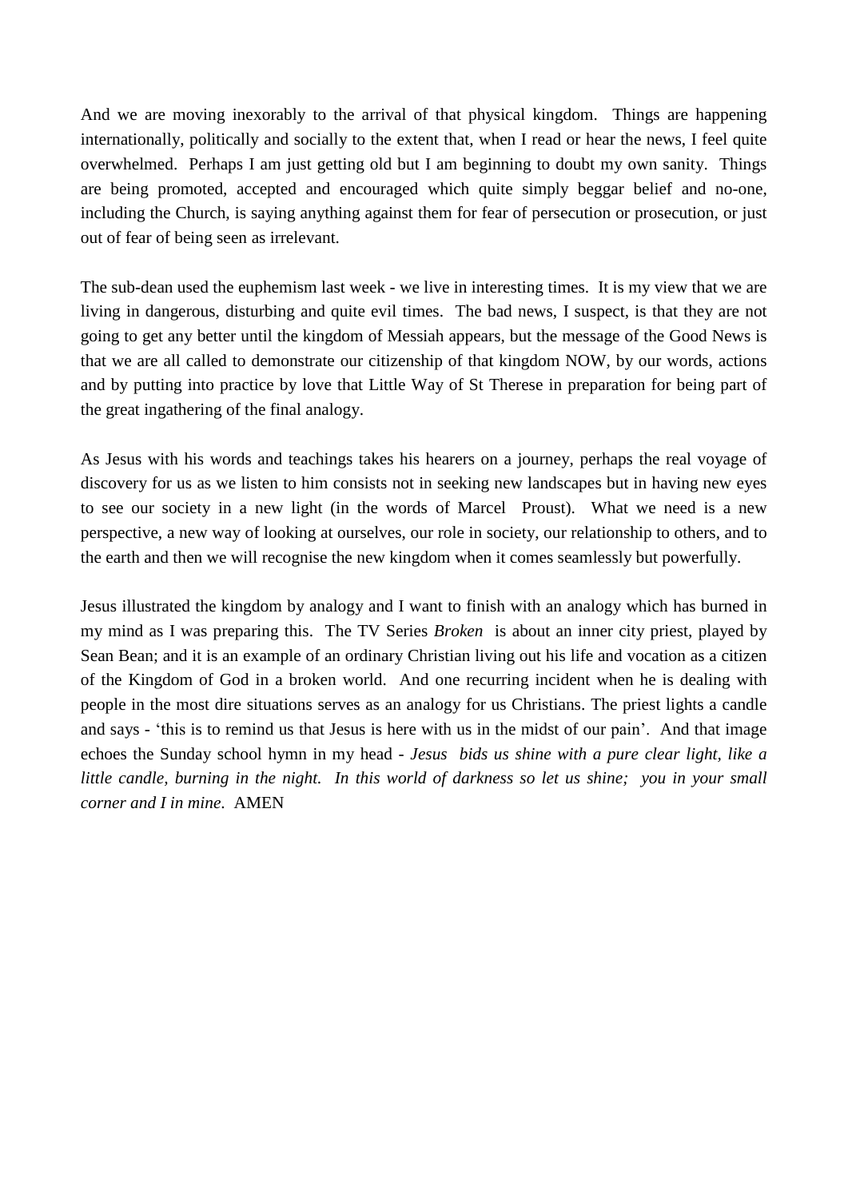And we are moving inexorably to the arrival of that physical kingdom. Things are happening internationally, politically and socially to the extent that, when I read or hear the news, I feel quite overwhelmed. Perhaps I am just getting old but I am beginning to doubt my own sanity. Things are being promoted, accepted and encouraged which quite simply beggar belief and no-one, including the Church, is saying anything against them for fear of persecution or prosecution, or just out of fear of being seen as irrelevant.

The sub-dean used the euphemism last week - we live in interesting times. It is my view that we are living in dangerous, disturbing and quite evil times. The bad news, I suspect, is that they are not going to get any better until the kingdom of Messiah appears, but the message of the Good News is that we are all called to demonstrate our citizenship of that kingdom NOW, by our words, actions and by putting into practice by love that Little Way of St Therese in preparation for being part of the great ingathering of the final analogy.

As Jesus with his words and teachings takes his hearers on a journey, perhaps the real voyage of discovery for us as we listen to him consists not in seeking new landscapes but in having new eyes to see our society in a new light (in the words of Marcel Proust). What we need is a new perspective, a new way of looking at ourselves, our role in society, our relationship to others, and to the earth and then we will recognise the new kingdom when it comes seamlessly but powerfully.

Jesus illustrated the kingdom by analogy and I want to finish with an analogy which has burned in my mind as I was preparing this. The TV Series *Broken* is about an inner city priest, played by Sean Bean; and it is an example of an ordinary Christian living out his life and vocation as a citizen of the Kingdom of God in a broken world. And one recurring incident when he is dealing with people in the most dire situations serves as an analogy for us Christians. The priest lights a candle and says - 'this is to remind us that Jesus is here with us in the midst of our pain'. And that image echoes the Sunday school hymn in my head - *Jesus bids us shine with a pure clear light, like a little candle, burning in the night. In this world of darkness so let us shine; you in your small corner and I in mine.* AMEN